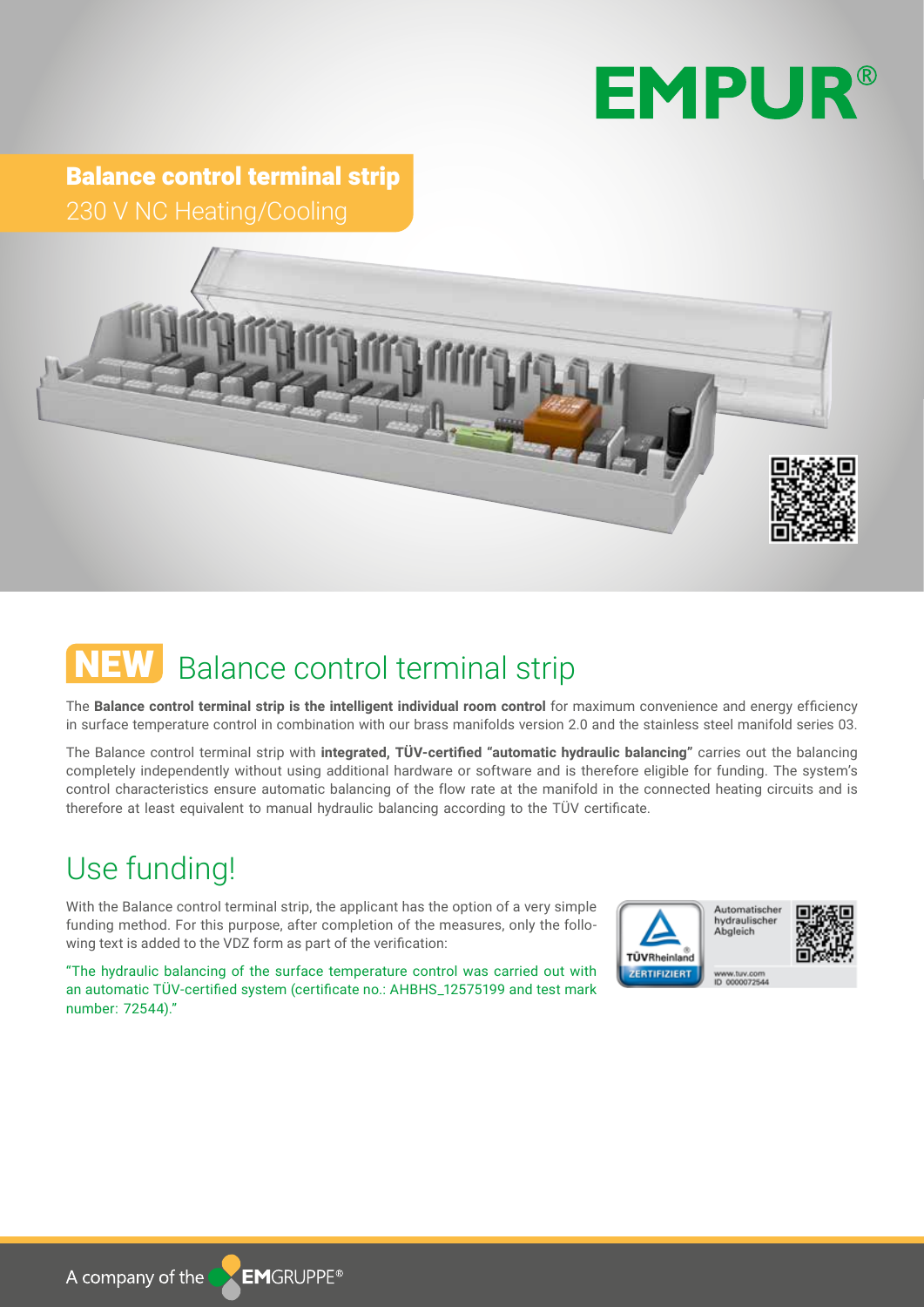# EMPUR®

**Balance control terminal strip**
230 V NC Heating/Cooling

## NEW Balance control terminal strip

The **Balance control terminal strip is the intelligent individual room control** for maximum convenience and energy efficiency in surface temperature control in combination with our brass manifolds version 2.0 and the stainless steel manifold series 03.

The Balance control terminal strip with **integrated, TÜV-certified "automatic hydraulic balancing"** carries out the balancing completely independently without using additional hardware or software and is therefore eligible for funding. The system's control characteristics ensure automatic balancing of the flow rate at the manifold in the connected heating circuits and is therefore at least equivalent to manual hydraulic balancing according to the TÜV certificate.

## Use funding!

With the Balance control terminal strip, the applicant has the option of a very simple funding method. For this purpose, after completion of the measures, only the following text is added to the VDZ form as part of the verification:

"The hydraulic balancing of the surface temperature control was carried out with an automatic TÜV-certified system (certificate no.: AHBHS_12575199 and test mark number: 72544)."

TÜVRheinland ZERTIFIZIERT
Automatischer hydraulischer Abgleich
www.tuv.com
ID 0000072544

A company of the EMGRUPPE®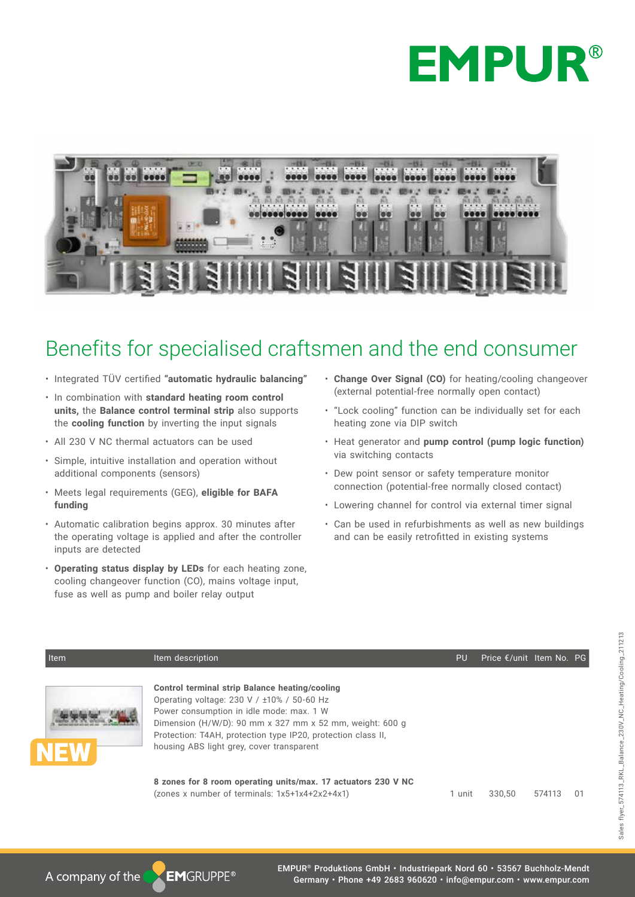EMPUR®

## Benefits for specialised craftsmen and the end consumer

- Integrated TÜV certified **"automatic hydraulic balancing"**
- In combination with **standard heating room control units,** the **Balance control terminal strip** also supports the **cooling function** by inverting the input signals
- All 230 V NC thermal actuators can be used
- Simple, intuitive installation and operation without additional components (sensors)
- Meets legal requirements (GEG), **eligible for BAFA funding**
- Automatic calibration begins approx. 30 minutes after the operating voltage is applied and after the controller inputs are detected
- **Operating status display by LEDs** for each heating zone, cooling changeover function (CO), mains voltage input, fuse as well as pump and boiler relay output
- **Change Over Signal (CO)** for heating/cooling changeover (external potential-free normally open contact)
- "Lock cooling" function can be individually set for each heating zone via DIP switch
- Heat generator and **pump control (pump logic function)** via switching contacts
- Dew point sensor or safety temperature monitor connection (potential-free normally closed contact)
- Lowering channel for control via external timer signal
- Can be used in refurbishments as well as new buildings and can be easily retrofitted in existing systems

| Item | Item description | PU | Price €/unit | Item No. | PG |
|---|---|---|---|---|---|
| NEW | **Control terminal strip Balance heating/cooling**<br>Operating voltage: 230 V / ±10% / 50-60 Hz<br>Power consumption in idle mode: max. 1 W<br>Dimension (H/W/D): 90 mm x 327 mm x 52 mm, weight: 600 g<br>Protection: T4AH, protection type IP20, protection class II,<br>housing ABS light grey, cover transparent | | | | |
| | **8 zones for 8 room operating units/max. 17 actuators 230 V NC**<br>(zones x number of terminals: 1x5+1x4+2x2+4x1) | 1 unit | 330,50 | 574113 | 01 |

Sales flyer_574113_RKL_Balance_230V_NC_Heating/Cooling_211213

A company of the EMGRUPPE®

EMPUR® Produktions GmbH • Industriepark Nord 60 • 53567 Buchholz-Mendt
Germany • Phone +49 2683 960620 • info@empur.com • www.empur.com